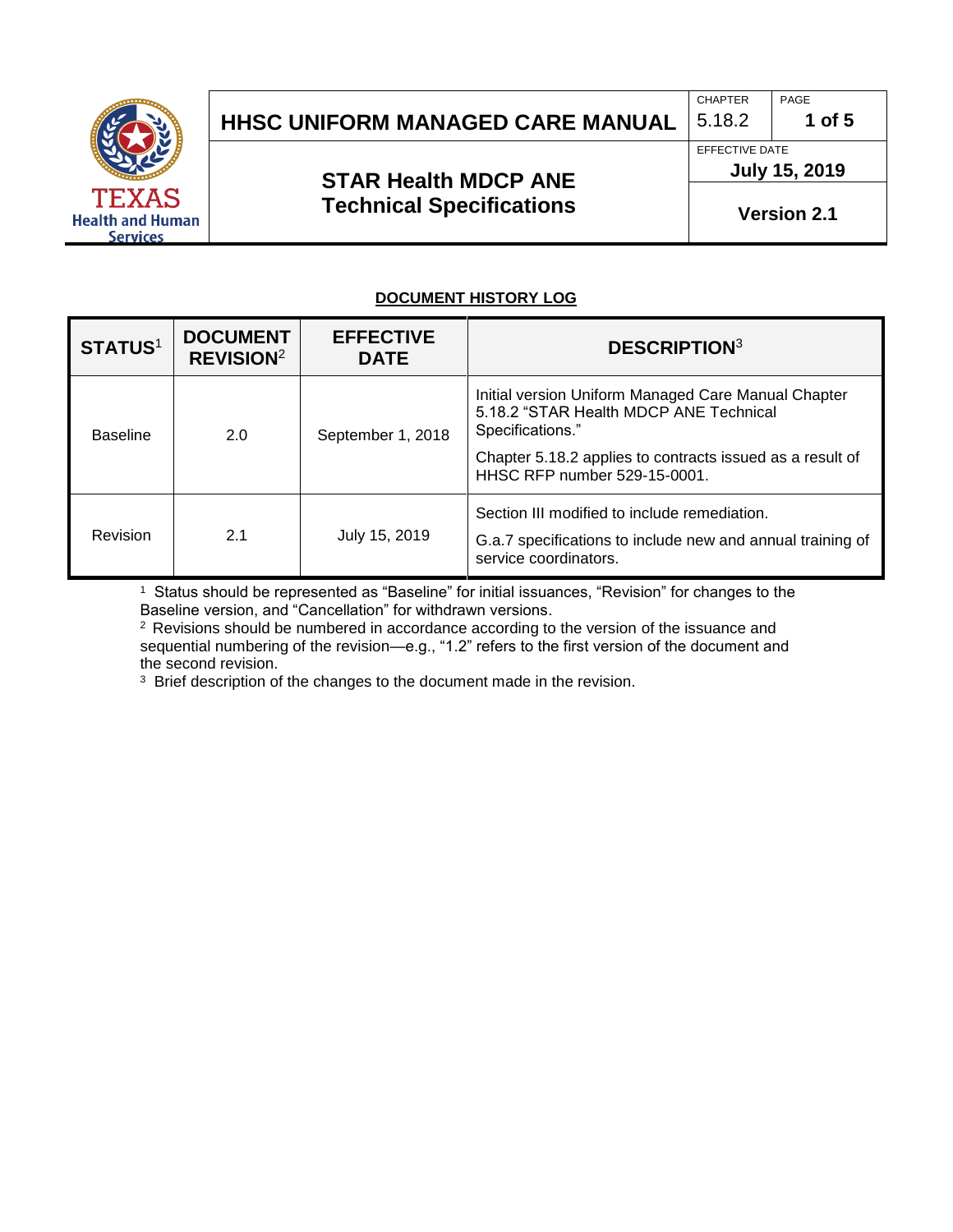# HHSC UNIFORM MANAGED CARE MANUAL

| CHAPTER | PAGE |
|---|---|
| 5.18.2 | 1 of 5 |

## STAR Health MDCP ANE Technical Specifications

EFFECTIVE DATE: **July 15, 2019**

**Version 2.1**

## DOCUMENT HISTORY LOG

| STATUS[1] | DOCUMENT REVISION[2] | EFFECTIVE DATE | DESCRIPTION[3] |
|---|---|---|---|
| Baseline | 2.0 | September 1, 2018 | Initial version Uniform Managed Care Manual Chapter 5.18.2 "STAR Health MDCP ANE Technical Specifications." Chapter 5.18.2 applies to contracts issued as a result of HHSC RFP number 529-15-0001. |
| Revision | 2.1 | July 15, 2019 | Section III modified to include remediation. G.a.7 specifications to include new and annual training of service coordinators. |

[1] Status should be represented as "Baseline" for initial issuances, "Revision" for changes to the Baseline version, and "Cancellation" for withdrawn versions.

[2] Revisions should be numbered in accordance according to the version of the issuance and sequential numbering of the revision—e.g., "1.2" refers to the first version of the document and the second revision.

[3] Brief description of the changes to the document made in the revision.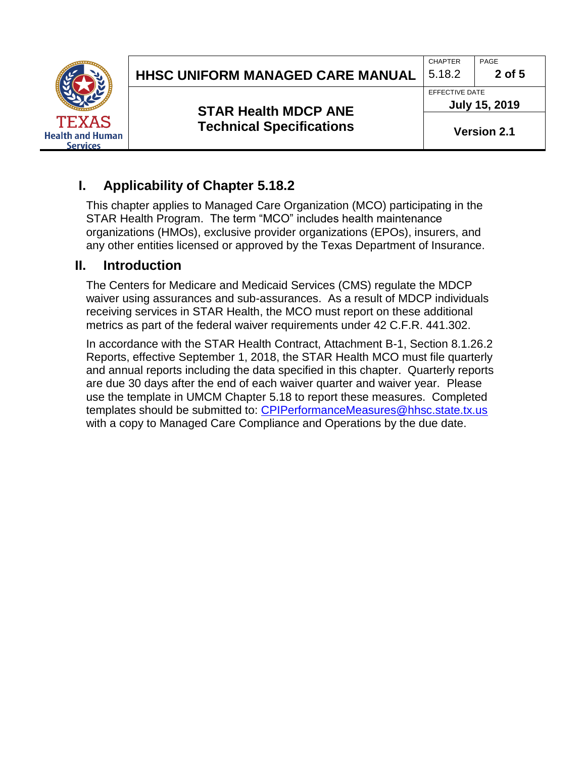## I. Applicability of Chapter 5.18.2

This chapter applies to Managed Care Organization (MCO) participating in the STAR Health Program. The term "MCO" includes health maintenance organizations (HMOs), exclusive provider organizations (EPOs), insurers, and any other entities licensed or approved by the Texas Department of Insurance.

## II. Introduction

The Centers for Medicare and Medicaid Services (CMS) regulate the MDCP waiver using assurances and sub-assurances. As a result of MDCP individuals receiving services in STAR Health, the MCO must report on these additional metrics as part of the federal waiver requirements under 42 C.F.R. 441.302.

In accordance with the STAR Health Contract, Attachment B-1, Section 8.1.26.2 Reports, effective September 1, 2018, the STAR Health MCO must file quarterly and annual reports including the data specified in this chapter. Quarterly reports are due 30 days after the end of each waiver quarter and waiver year. Please use the template in UMCM Chapter 5.18 to report these measures. Completed templates should be submitted to: CPIPerformanceMeasures@hhsc.state.tx.us with a copy to Managed Care Compliance and Operations by the due date.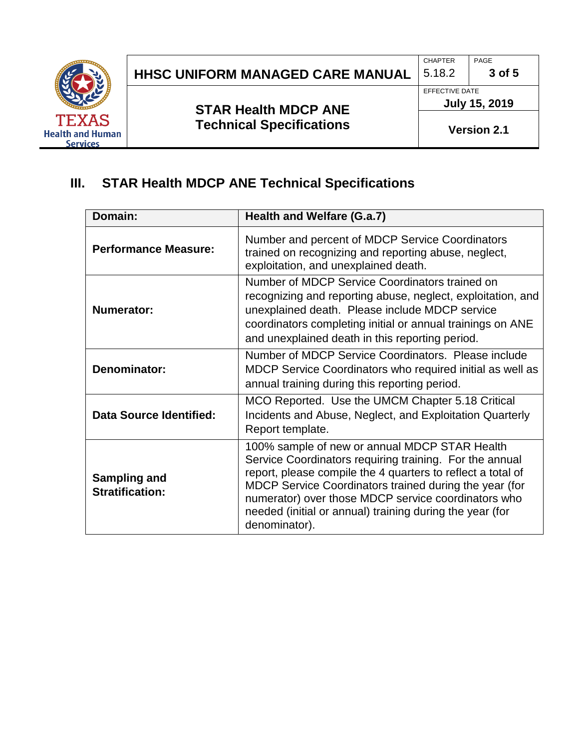## III. STAR Health MDCP ANE Technical Specifications

| Domain: | Health and Welfare (G.a.7) |
| --- | --- |
| **Performance Measure:** | Number and percent of MDCP Service Coordinators trained on recognizing and reporting abuse, neglect, exploitation, and unexplained death. |
| **Numerator:** | Number of MDCP Service Coordinators trained on recognizing and reporting abuse, neglect, exploitation, and unexplained death. Please include MDCP service coordinators completing initial or annual trainings on ANE and unexplained death in this reporting period. |
| **Denominator:** | Number of MDCP Service Coordinators. Please include MDCP Service Coordinators who required initial as well as annual training during this reporting period. |
| **Data Source Identified:** | MCO Reported. Use the UMCM Chapter 5.18 Critical Incidents and Abuse, Neglect, and Exploitation Quarterly Report template. |
| **Sampling and Stratification:** | 100% sample of new or annual MDCP STAR Health Service Coordinators requiring training. For the annual report, please compile the 4 quarters to reflect a total of MDCP Service Coordinators trained during the year (for numerator) over those MDCP service coordinators who needed (initial or annual) training during the year (for denominator). |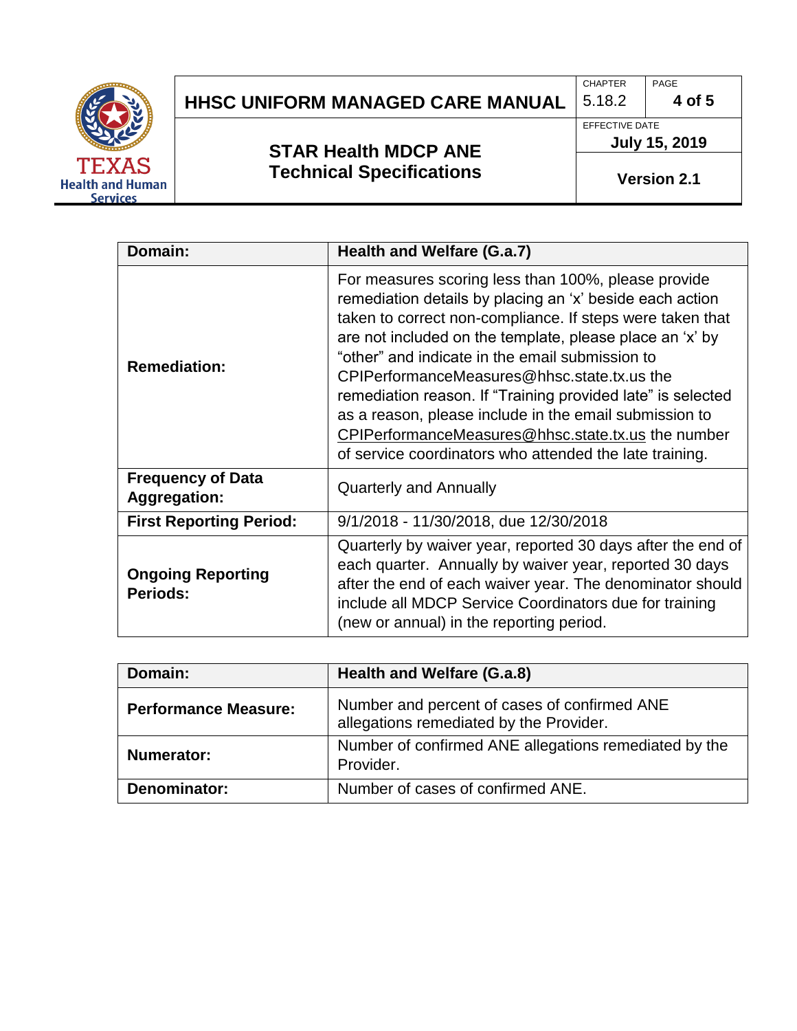| Domain: | Health and Welfare (G.a.7) |
|---|---|
| **Remediation:** | For measures scoring less than 100%, please provide remediation details by placing an 'x' beside each action taken to correct non-compliance. If steps were taken that are not included on the template, please place an 'x' by "other" and indicate in the email submission to CPIPerformanceMeasures@hhsc.state.tx.us the remediation reason. If "Training provided late" is selected as a reason, please include in the email submission to CPIPerformanceMeasures@hhsc.state.tx.us the number of service coordinators who attended the late training. |
| **Frequency of Data Aggregation:** | Quarterly and Annually |
| **First Reporting Period:** | 9/1/2018 - 11/30/2018, due 12/30/2018 |
| **Ongoing Reporting Periods:** | Quarterly by waiver year, reported 30 days after the end of each quarter. Annually by waiver year, reported 30 days after the end of each waiver year. The denominator should include all MDCP Service Coordinators due for training (new or annual) in the reporting period. |

| Domain: | Health and Welfare (G.a.8) |
|---|---|
| **Performance Measure:** | Number and percent of cases of confirmed ANE allegations remediated by the Provider. |
| **Numerator:** | Number of confirmed ANE allegations remediated by the Provider. |
| **Denominator:** | Number of cases of confirmed ANE. |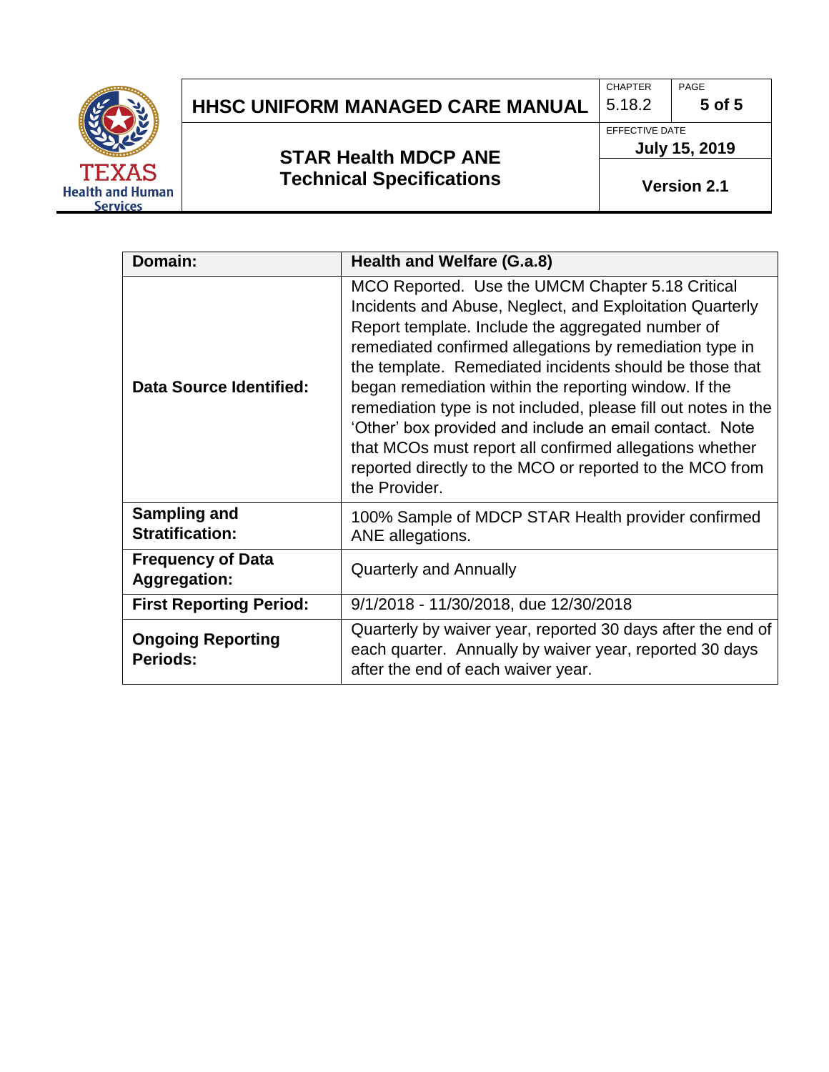| Domain: | Health and Welfare (G.a.8) |
|---|---|
| **Data Source Identified:** | MCO Reported. Use the UMCM Chapter 5.18 Critical Incidents and Abuse, Neglect, and Exploitation Quarterly Report template. Include the aggregated number of remediated confirmed allegations by remediation type in the template. Remediated incidents should be those that began remediation within the reporting window. If the remediation type is not included, please fill out notes in the 'Other' box provided and include an email contact. Note that MCOs must report all confirmed allegations whether reported directly to the MCO or reported to the MCO from the Provider. |
| **Sampling and Stratification:** | 100% Sample of MDCP STAR Health provider confirmed ANE allegations. |
| **Frequency of Data Aggregation:** | Quarterly and Annually |
| **First Reporting Period:** | 9/1/2018 - 11/30/2018, due 12/30/2018 |
| **Ongoing Reporting Periods:** | Quarterly by waiver year, reported 30 days after the end of each quarter. Annually by waiver year, reported 30 days after the end of each waiver year. |